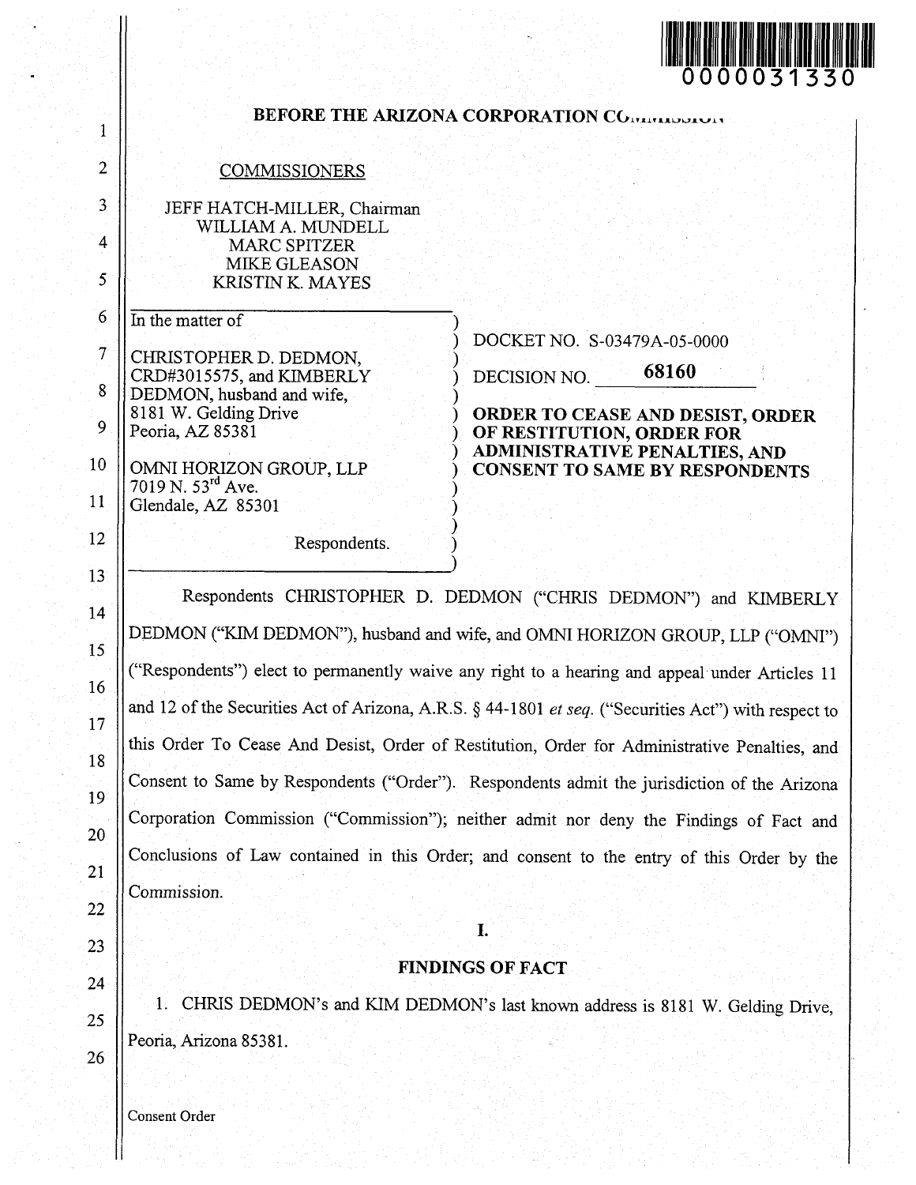0000031330

**BEFORE THE ARIZONA CORPORATION COMMISSION**

COMMISSIONERS

JEFF HATCH-MILLER, Chairman
WILLIAM A. MUNDELL
MARC SPITZER
MIKE GLEASON
KRISTIN K. MAYES

In the matter of

CHRISTOPHER D. DEDMON, CRD#3015575, and KIMBERLY DEDMON, husband and wife,
8181 W. Gelding Drive
Peoria, AZ 85381

OMNI HORIZON GROUP, LLP
7019 N. 53rd Ave.
Glendale, AZ 85301

Respondents.

DOCKET NO. S-03479A-05-0000

DECISION NO. 68160

**ORDER TO CEASE AND DESIST, ORDER OF RESTITUTION, ORDER FOR ADMINISTRATIVE PENALTIES, AND CONSENT TO SAME BY RESPONDENTS**

Respondents CHRISTOPHER D. DEDMON ("CHRIS DEDMON") and KIMBERLY DEDMON ("KIM DEDMON"), husband and wife, and OMNI HORIZON GROUP, LLP ("OMNI") ("Respondents") elect to permanently waive any right to a hearing and appeal under Articles 11 and 12 of the Securities Act of Arizona, A.R.S. § 44-1801 *et seq.* ("Securities Act") with respect to this Order To Cease And Desist, Order of Restitution, Order for Administrative Penalties, and Consent to Same by Respondents ("Order"). Respondents admit the jurisdiction of the Arizona Corporation Commission ("Commission"); neither admit nor deny the Findings of Fact and Conclusions of Law contained in this Order; and consent to the entry of this Order by the Commission.

## I.

## FINDINGS OF FACT

1. CHRIS DEDMON's and KIM DEDMON's last known address is 8181 W. Gelding Drive, Peoria, Arizona 85381.

Consent Order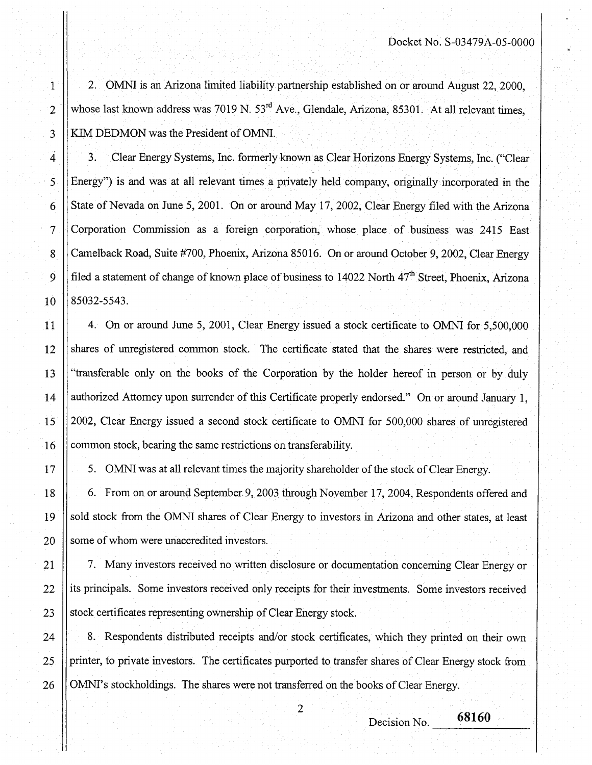2. OMNI is an Arizona limited liability partnership established on or around August 22, 2000, whose last known address was 7019 N. 53rd Ave., Glendale, Arizona, 85301. At all relevant times, KIM DEDMON was the President of OMNI.

3. Clear Energy Systems, Inc. formerly known as Clear Horizons Energy Systems, Inc. ("Clear Energy") is and was at all relevant times a privately held company, originally incorporated in the State of Nevada on June 5, 2001. On or around May 17, 2002, Clear Energy filed with the Arizona Corporation Commission as a foreign corporation, whose place of business was 2415 East Camelback Road, Suite #700, Phoenix, Arizona 85016. On or around October 9, 2002, Clear Energy filed a statement of change of known place of business to 14022 North 47th Street, Phoenix, Arizona 85032-5543.

4. On or around June 5, 2001, Clear Energy issued a stock certificate to OMNI for 5,500,000 shares of unregistered common stock. The certificate stated that the shares were restricted, and "transferable only on the books of the Corporation by the holder hereof in person or by duly authorized Attorney upon surrender of this Certificate properly endorsed." On or around January 1, 2002, Clear Energy issued a second stock certificate to OMNI for 500,000 shares of unregistered common stock, bearing the same restrictions on transferability.

5. OMNI was at all relevant times the majority shareholder of the stock of Clear Energy.

6. From on or around September 9, 2003 through November 17, 2004, Respondents offered and sold stock from the OMNI shares of Clear Energy to investors in Arizona and other states, at least some of whom were unaccredited investors.

7. Many investors received no written disclosure or documentation concerning Clear Energy or its principals. Some investors received only receipts for their investments. Some investors received stock certificates representing ownership of Clear Energy stock.

8. Respondents distributed receipts and/or stock certificates, which they printed on their own printer, to private investors. The certificates purported to transfer shares of Clear Energy stock from OMNI's stockholdings. The shares were not transferred on the books of Clear Energy.

Decision No. 68160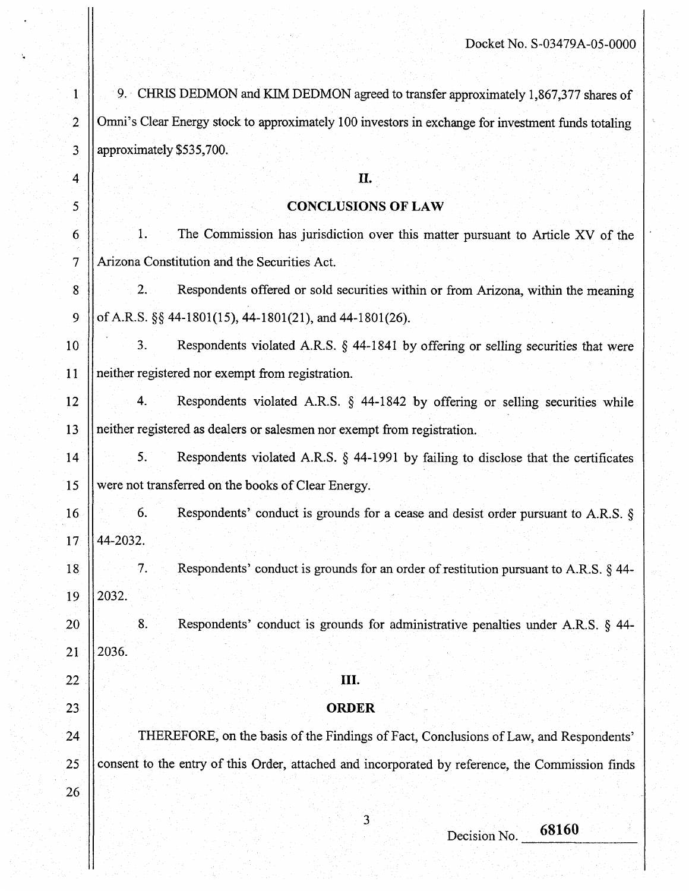9. CHRIS DEDMON and KIM DEDMON agreed to transfer approximately 1,867,377 shares of Omni's Clear Energy stock to approximately 100 investors in exchange for investment funds totaling approximately $535,700.

## II.

## CONCLUSIONS OF LAW

1. The Commission has jurisdiction over this matter pursuant to Article XV of the Arizona Constitution and the Securities Act.

2. Respondents offered or sold securities within or from Arizona, within the meaning of A.R.S. §§ 44-1801(15), 44-1801(21), and 44-1801(26).

3. Respondents violated A.R.S. § 44-1841 by offering or selling securities that were neither registered nor exempt from registration.

4. Respondents violated A.R.S. § 44-1842 by offering or selling securities while neither registered as dealers or salesmen nor exempt from registration.

5. Respondents violated A.R.S. § 44-1991 by failing to disclose that the certificates were not transferred on the books of Clear Energy.

6. Respondents' conduct is grounds for a cease and desist order pursuant to A.R.S. § 44-2032.

7. Respondents' conduct is grounds for an order of restitution pursuant to A.R.S. § 44-2032.

8. Respondents' conduct is grounds for administrative penalties under A.R.S. § 44-2036.

## III.

## ORDER

THEREFORE, on the basis of the Findings of Fact, Conclusions of Law, and Respondents' consent to the entry of this Order, attached and incorporated by reference, the Commission finds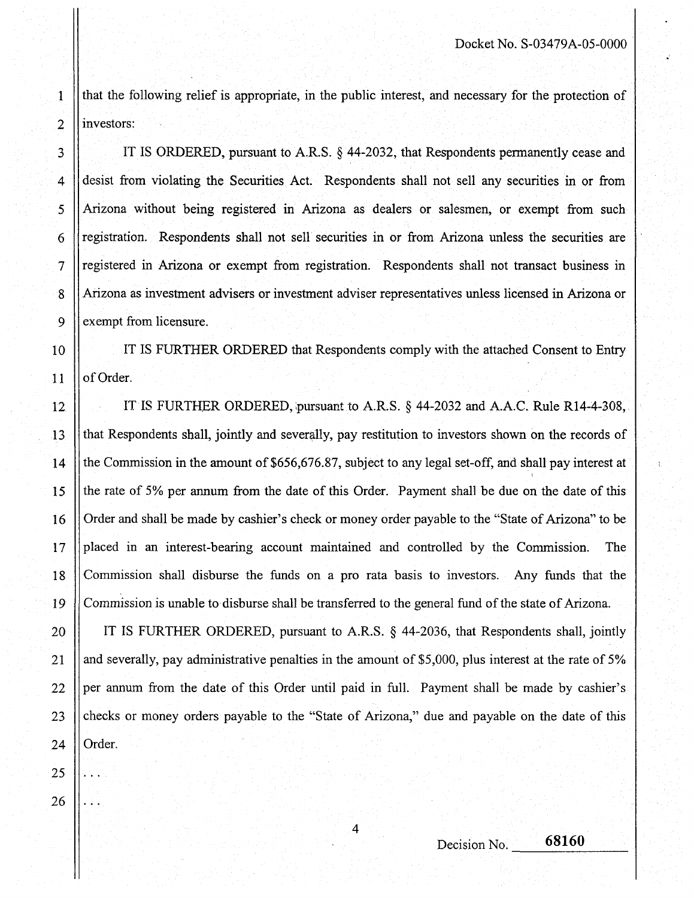that the following relief is appropriate, in the public interest, and necessary for the protection of investors:

IT IS ORDERED, pursuant to A.R.S. § 44-2032, that Respondents permanently cease and desist from violating the Securities Act. Respondents shall not sell any securities in or from Arizona without being registered in Arizona as dealers or salesmen, or exempt from such registration. Respondents shall not sell securities in or from Arizona unless the securities are registered in Arizona or exempt from registration. Respondents shall not transact business in Arizona as investment advisers or investment adviser representatives unless licensed in Arizona or exempt from licensure.

IT IS FURTHER ORDERED that Respondents comply with the attached Consent to Entry of Order.

IT IS FURTHER ORDERED, pursuant to A.R.S. § 44-2032 and A.A.C. Rule R14-4-308, that Respondents shall, jointly and severally, pay restitution to investors shown on the records of the Commission in the amount of $656,676.87, subject to any legal set-off, and shall pay interest at the rate of 5% per annum from the date of this Order. Payment shall be due on the date of this Order and shall be made by cashier's check or money order payable to the "State of Arizona" to be placed in an interest-bearing account maintained and controlled by the Commission. The Commission shall disburse the funds on a pro rata basis to investors. Any funds that the Commission is unable to disburse shall be transferred to the general fund of the state of Arizona.

IT IS FURTHER ORDERED, pursuant to A.R.S. § 44-2036, that Respondents shall, jointly and severally, pay administrative penalties in the amount of $5,000, plus interest at the rate of 5% per annum from the date of this Order until paid in full. Payment shall be made by cashier's checks or money orders payable to the "State of Arizona," due and payable on the date of this Order.

. . .

. . .

Decision No. **68160**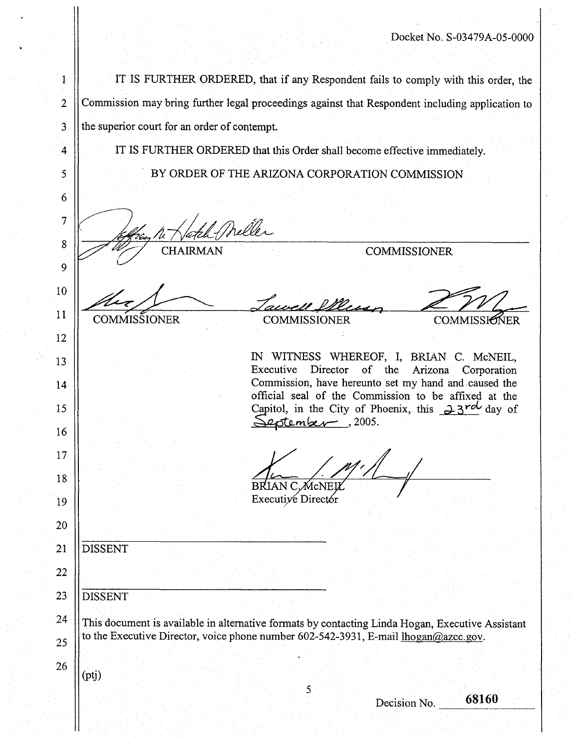Docket No. S-03479A-05-0000

IT IS FURTHER ORDERED, that if any Respondent fails to comply with this order, the Commission may bring further legal proceedings against that Respondent including application to the superior court for an order of contempt.

IT IS FURTHER ORDERED that this Order shall become effective immediately.

BY ORDER OF THE ARIZONA CORPORATION COMMISSION

CHAIRMAN　　　　　　　　　　　　COMMISSIONER

COMMISSIONER　　　　　　COMMISSIONER　　　　　　COMMISSIONER

IN WITNESS WHEREOF, I, BRIAN C. McNEIL, Executive Director of the Arizona Corporation Commission, have hereunto set my hand and caused the official seal of the Commission to be affixed at the Capitol, in the City of Phoenix, this 23rd day of September, 2005.

BRIAN C. McNEIL
Executive Director

DISSENT

DISSENT

This document is available in alternative formats by contacting Linda Hogan, Executive Assistant to the Executive Director, voice phone number 602-542-3931, E-mail lhogan@azcc.gov.

(ptj)

Decision No. 68160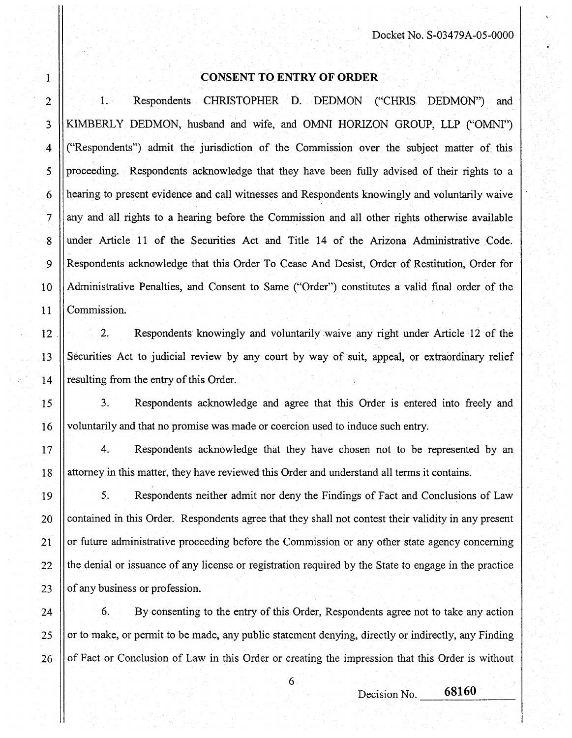Docket No. S-03479A-05-0000

## CONSENT TO ENTRY OF ORDER

1. Respondents CHRISTOPHER D. DEDMON ("CHRIS DEDMON") and KIMBERLY DEDMON, husband and wife, and OMNI HORIZON GROUP, LLP ("OMNI") ("Respondents") admit the jurisdiction of the Commission over the subject matter of this proceeding. Respondents acknowledge that they have been fully advised of their rights to a hearing to present evidence and call witnesses and Respondents knowingly and voluntarily waive any and all rights to a hearing before the Commission and all other rights otherwise available under Article 11 of the Securities Act and Title 14 of the Arizona Administrative Code. Respondents acknowledge that this Order To Cease And Desist, Order of Restitution, Order for Administrative Penalties, and Consent to Same ("Order") constitutes a valid final order of the Commission.

2. Respondents knowingly and voluntarily waive any right under Article 12 of the Securities Act to judicial review by any court by way of suit, appeal, or extraordinary relief resulting from the entry of this Order.

3. Respondents acknowledge and agree that this Order is entered into freely and voluntarily and that no promise was made or coercion used to induce such entry.

4. Respondents acknowledge that they have chosen not to be represented by an attorney in this matter, they have reviewed this Order and understand all terms it contains.

5. Respondents neither admit nor deny the Findings of Fact and Conclusions of Law contained in this Order. Respondents agree that they shall not contest their validity in any present or future administrative proceeding before the Commission or any other state agency concerning the denial or issuance of any license or registration required by the State to engage in the practice of any business or profession.

6. By consenting to the entry of this Order, Respondents agree not to take any action or to make, or permit to be made, any public statement denying, directly or indirectly, any Finding of Fact or Conclusion of Law in this Order or creating the impression that this Order is without

Decision No. 68160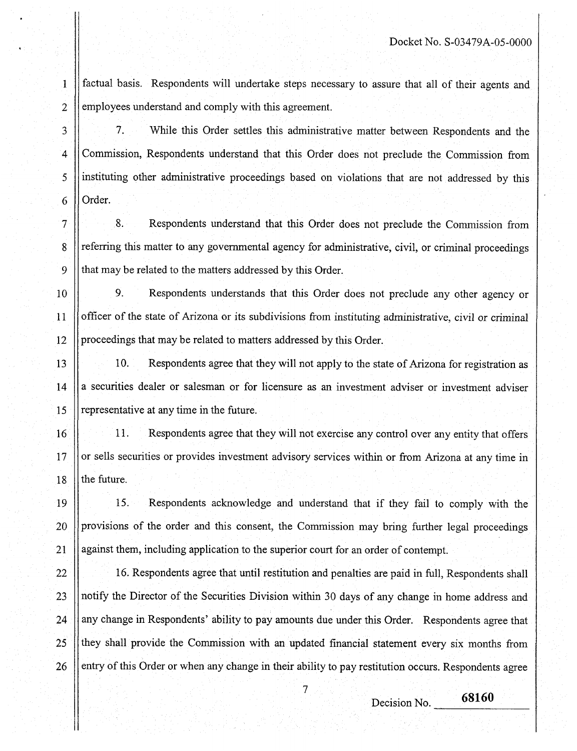factual basis. Respondents will undertake steps necessary to assure that all of their agents and employees understand and comply with this agreement.

7. While this Order settles this administrative matter between Respondents and the Commission, Respondents understand that this Order does not preclude the Commission from instituting other administrative proceedings based on violations that are not addressed by this Order.

8. Respondents understand that this Order does not preclude the Commission from referring this matter to any governmental agency for administrative, civil, or criminal proceedings that may be related to the matters addressed by this Order.

9. Respondents understands that this Order does not preclude any other agency or officer of the state of Arizona or its subdivisions from instituting administrative, civil or criminal proceedings that may be related to matters addressed by this Order.

10. Respondents agree that they will not apply to the state of Arizona for registration as a securities dealer or salesman or for licensure as an investment adviser or investment adviser representative at any time in the future.

11. Respondents agree that they will not exercise any control over any entity that offers or sells securities or provides investment advisory services within or from Arizona at any time in the future.

15. Respondents acknowledge and understand that if they fail to comply with the provisions of the order and this consent, the Commission may bring further legal proceedings against them, including application to the superior court for an order of contempt.

16. Respondents agree that until restitution and penalties are paid in full, Respondents shall notify the Director of the Securities Division within 30 days of any change in home address and any change in Respondents' ability to pay amounts due under this Order. Respondents agree that they shall provide the Commission with an updated financial statement every six months from entry of this Order or when any change in their ability to pay restitution occurs. Respondents agree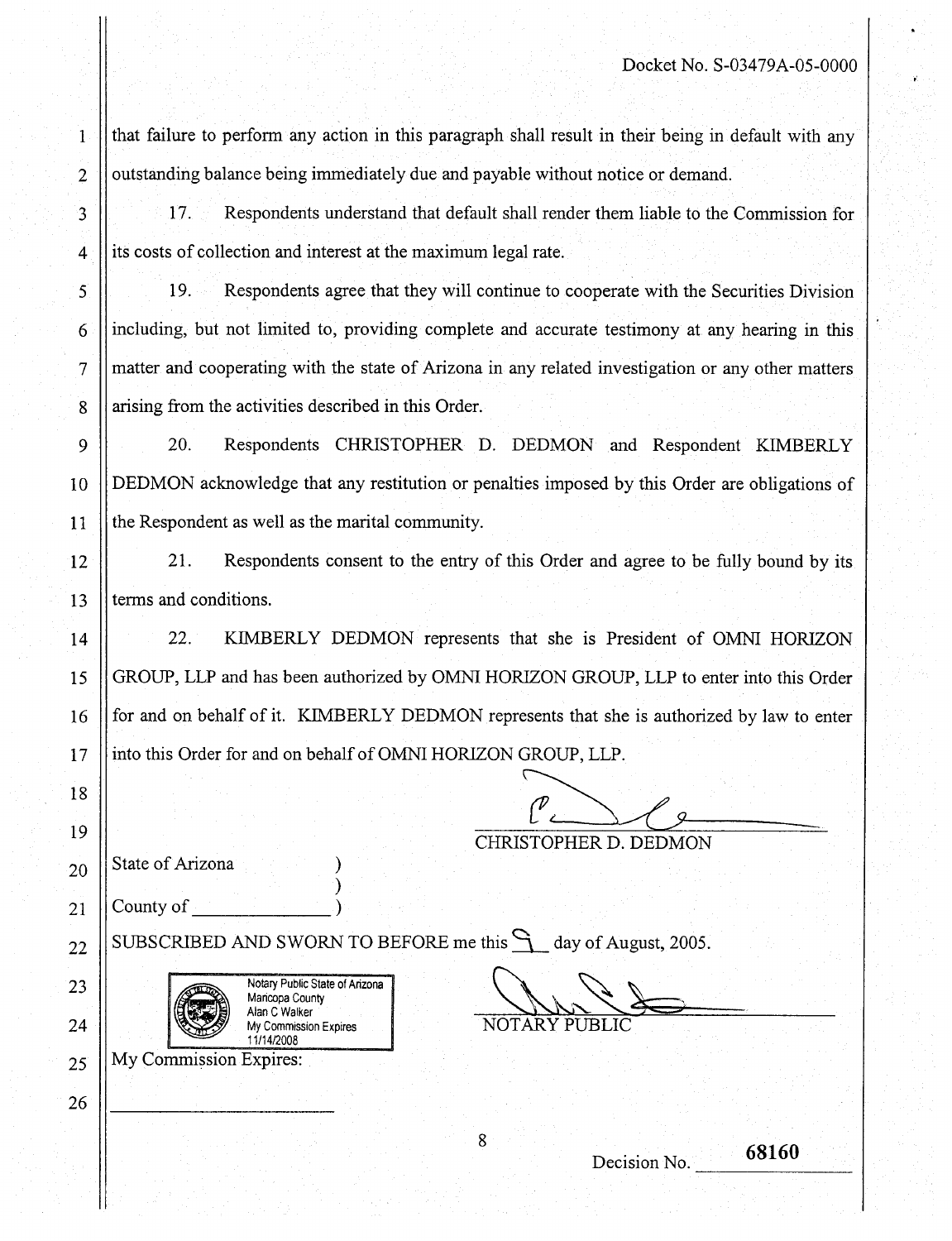that failure to perform any action in this paragraph shall result in their being in default with any outstanding balance being immediately due and payable without notice or demand.

17. Respondents understand that default shall render them liable to the Commission for its costs of collection and interest at the maximum legal rate.

19. Respondents agree that they will continue to cooperate with the Securities Division including, but not limited to, providing complete and accurate testimony at any hearing in this matter and cooperating with the state of Arizona in any related investigation or any other matters arising from the activities described in this Order.

20. Respondents CHRISTOPHER D. DEDMON and Respondent KIMBERLY DEDMON acknowledge that any restitution or penalties imposed by this Order are obligations of the Respondent as well as the marital community.

21. Respondents consent to the entry of this Order and agree to be fully bound by its terms and conditions.

22. KIMBERLY DEDMON represents that she is President of OMNI HORIZON GROUP, LLP and has been authorized by OMNI HORIZON GROUP, LLP to enter into this Order for and on behalf of it. KIMBERLY DEDMON represents that she is authorized by law to enter into this Order for and on behalf of OMNI HORIZON GROUP, LLP.

_______________________________
CHRISTOPHER D. DEDMON

State of Arizona )
)
County of ______________ )

SUBSCRIBED AND SWORN TO BEFORE me this 9 day of August, 2005.

Notary Public State of Arizona
Maricopa County
Alan C Walker
My Commission Expires
11/14/2008

_______________________________
NOTARY PUBLIC

My Commission Expires:

_______________________________

Decision No. 68160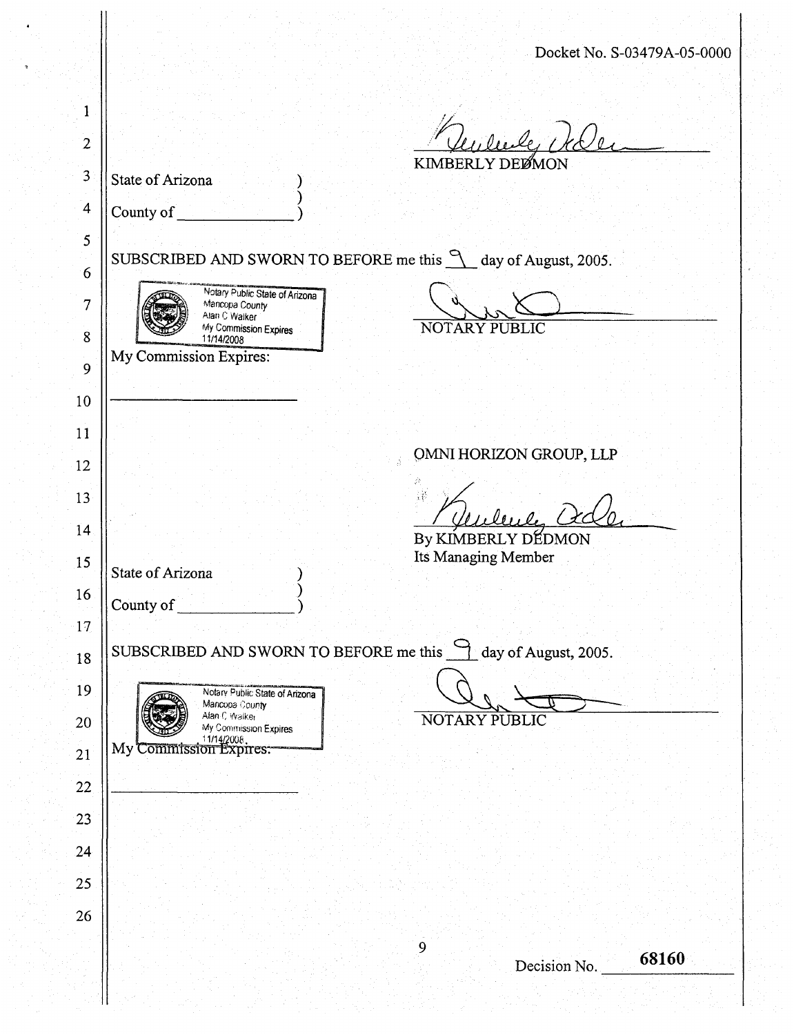Docket No. S-03479A-05-0000

KIMBERLY DEDMON

State of Arizona )
)
County of \_\_\_\_\_\_\_\_\_\_\_\_\_\_ )

SUBSCRIBED AND SWORN TO BEFORE me this 9 day of August, 2005.

Notary Public State of Arizona
Maricopa County
Alan C Walker
My Commission Expires
11/14/2008

NOTARY PUBLIC

My Commission Expires:

\_\_\_\_\_\_\_\_\_\_\_\_\_\_\_\_\_\_\_\_

OMNI HORIZON GROUP, LLP

By KIMBERLY DEDMON
Its Managing Member

State of Arizona )
)
County of \_\_\_\_\_\_\_\_\_\_\_\_\_\_ )

SUBSCRIBED AND SWORN TO BEFORE me this 9 day of August, 2005.

Notary Public State of Arizona
Maricopa County
Alan C Walker
My Commission Expires
11/14/2008

NOTARY PUBLIC

My Commission Expires:

\_\_\_\_\_\_\_\_\_\_\_\_\_\_\_\_\_\_\_\_

Decision No. 68160